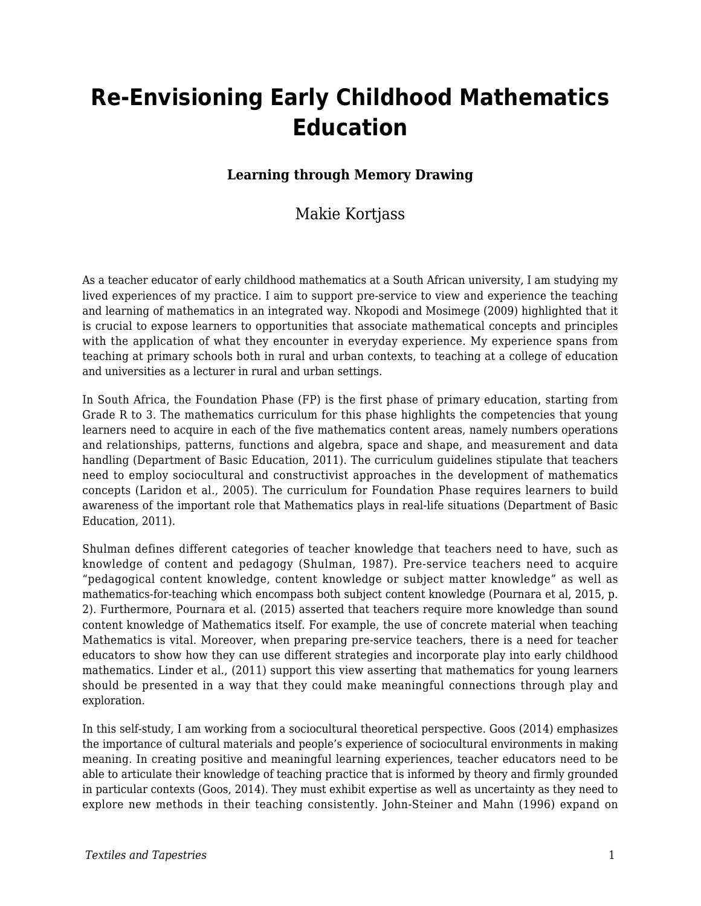# Re-Envisioning Early Childhood Mathematics Education

**Learning through Memory Drawing**

Makie Kortjass

As a teacher educator of early childhood mathematics at a South African university, I am studying my lived experiences of my practice. I aim to support pre-service to view and experience the teaching and learning of mathematics in an integrated way. Nkopodi and Mosimege (2009) highlighted that it is crucial to expose learners to opportunities that associate mathematical concepts and principles with the application of what they encounter in everyday experience. My experience spans from teaching at primary schools both in rural and urban contexts, to teaching at a college of education and universities as a lecturer in rural and urban settings.

In South Africa, the Foundation Phase (FP) is the first phase of primary education, starting from Grade R to 3. The mathematics curriculum for this phase highlights the competencies that young learners need to acquire in each of the five mathematics content areas, namely numbers operations and relationships, patterns, functions and algebra, space and shape, and measurement and data handling (Department of Basic Education, 2011). The curriculum guidelines stipulate that teachers need to employ sociocultural and constructivist approaches in the development of mathematics concepts (Laridon et al., 2005). The curriculum for Foundation Phase requires learners to build awareness of the important role that Mathematics plays in real-life situations (Department of Basic Education, 2011).

Shulman defines different categories of teacher knowledge that teachers need to have, such as knowledge of content and pedagogy (Shulman, 1987). Pre-service teachers need to acquire "pedagogical content knowledge, content knowledge or subject matter knowledge" as well as mathematics-for-teaching which encompass both subject content knowledge (Pournara et al, 2015, p. 2). Furthermore, Pournara et al. (2015) asserted that teachers require more knowledge than sound content knowledge of Mathematics itself. For example, the use of concrete material when teaching Mathematics is vital. Moreover, when preparing pre-service teachers, there is a need for teacher educators to show how they can use different strategies and incorporate play into early childhood mathematics. Linder et al., (2011) support this view asserting that mathematics for young learners should be presented in a way that they could make meaningful connections through play and exploration.

In this self-study, I am working from a sociocultural theoretical perspective. Goos (2014) emphasizes the importance of cultural materials and people's experience of sociocultural environments in making meaning. In creating positive and meaningful learning experiences, teacher educators need to be able to articulate their knowledge of teaching practice that is informed by theory and firmly grounded in particular contexts (Goos, 2014). They must exhibit expertise as well as uncertainty as they need to explore new methods in their teaching consistently. John-Steiner and Mahn (1996) expand on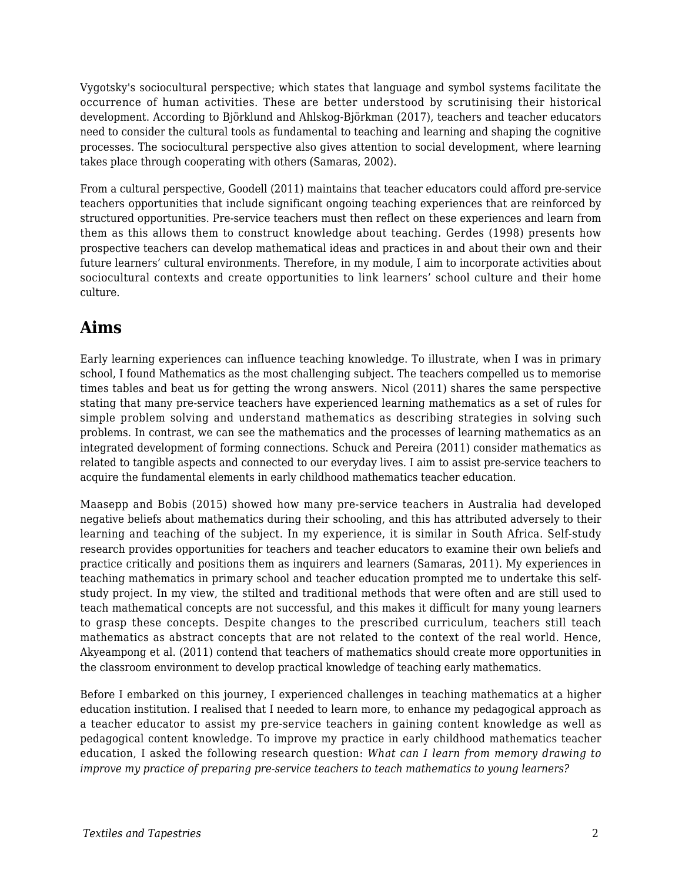Vygotsky's sociocultural perspective; which states that language and symbol systems facilitate the occurrence of human activities. These are better understood by scrutinising their historical development. According to Björklund and Ahlskog-Björkman (2017), teachers and teacher educators need to consider the cultural tools as fundamental to teaching and learning and shaping the cognitive processes. The sociocultural perspective also gives attention to social development, where learning takes place through cooperating with others (Samaras, 2002).

From a cultural perspective, Goodell (2011) maintains that teacher educators could afford pre-service teachers opportunities that include significant ongoing teaching experiences that are reinforced by structured opportunities. Pre-service teachers must then reflect on these experiences and learn from them as this allows them to construct knowledge about teaching. Gerdes (1998) presents how prospective teachers can develop mathematical ideas and practices in and about their own and their future learners' cultural environments. Therefore, in my module, I aim to incorporate activities about sociocultural contexts and create opportunities to link learners' school culture and their home culture.

## Aims

Early learning experiences can influence teaching knowledge. To illustrate, when I was in primary school, I found Mathematics as the most challenging subject. The teachers compelled us to memorise times tables and beat us for getting the wrong answers. Nicol (2011) shares the same perspective stating that many pre-service teachers have experienced learning mathematics as a set of rules for simple problem solving and understand mathematics as describing strategies in solving such problems. In contrast, we can see the mathematics and the processes of learning mathematics as an integrated development of forming connections. Schuck and Pereira (2011) consider mathematics as related to tangible aspects and connected to our everyday lives. I aim to assist pre-service teachers to acquire the fundamental elements in early childhood mathematics teacher education.

Maasepp and Bobis (2015) showed how many pre-service teachers in Australia had developed negative beliefs about mathematics during their schooling, and this has attributed adversely to their learning and teaching of the subject. In my experience, it is similar in South Africa. Self-study research provides opportunities for teachers and teacher educators to examine their own beliefs and practice critically and positions them as inquirers and learners (Samaras, 2011). My experiences in teaching mathematics in primary school and teacher education prompted me to undertake this self-study project. In my view, the stilted and traditional methods that were often and are still used to teach mathematical concepts are not successful, and this makes it difficult for many young learners to grasp these concepts. Despite changes to the prescribed curriculum, teachers still teach mathematics as abstract concepts that are not related to the context of the real world. Hence, Akyeampong et al. (2011) contend that teachers of mathematics should create more opportunities in the classroom environment to develop practical knowledge of teaching early mathematics.

Before I embarked on this journey, I experienced challenges in teaching mathematics at a higher education institution. I realised that I needed to learn more, to enhance my pedagogical approach as a teacher educator to assist my pre-service teachers in gaining content knowledge as well as pedagogical content knowledge. To improve my practice in early childhood mathematics teacher education, I asked the following research question: *What can I learn from memory drawing to improve my practice of preparing pre-service teachers to teach mathematics to young learners?*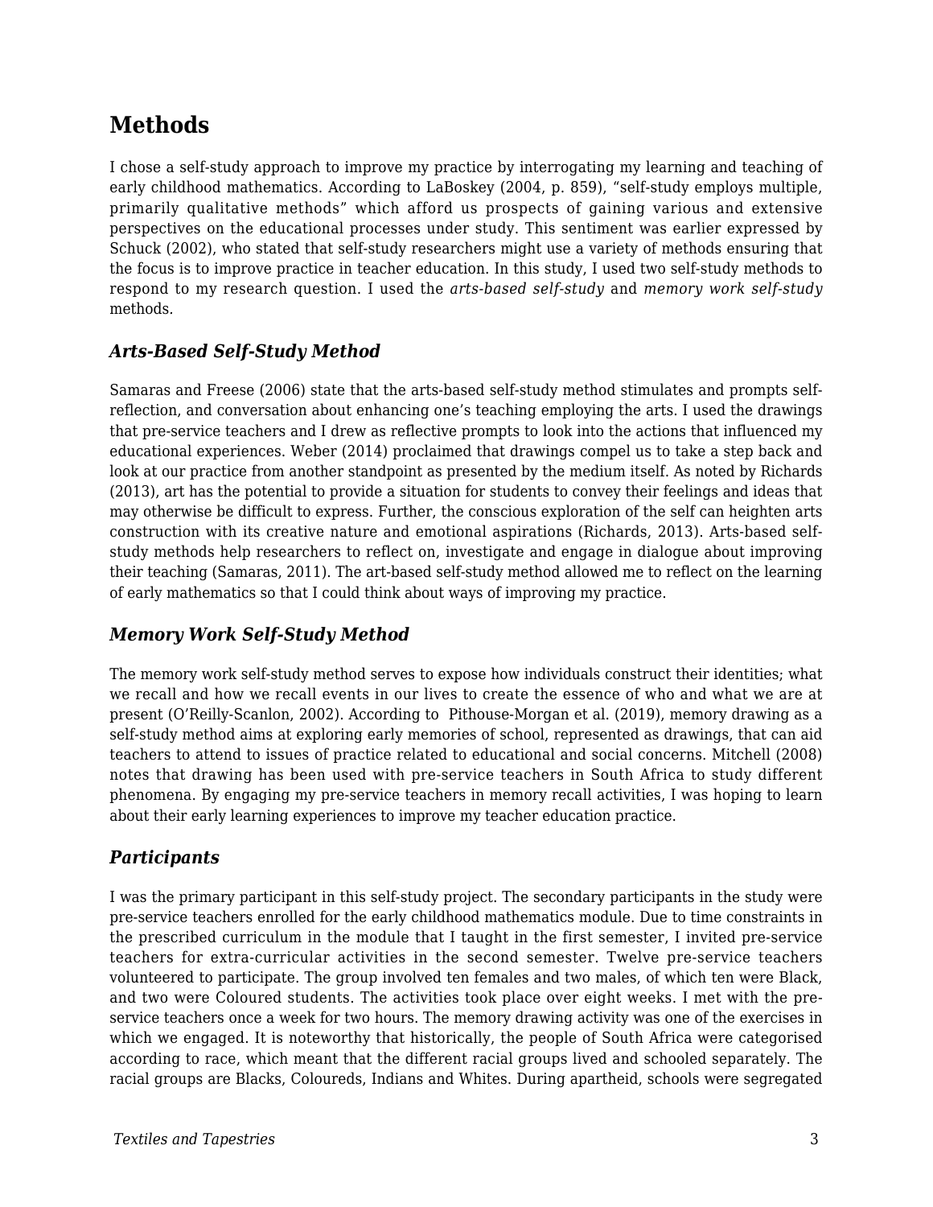## Methods

I chose a self-study approach to improve my practice by interrogating my learning and teaching of early childhood mathematics. According to LaBoskey (2004, p. 859), "self-study employs multiple, primarily qualitative methods" which afford us prospects of gaining various and extensive perspectives on the educational processes under study. This sentiment was earlier expressed by Schuck (2002), who stated that self-study researchers might use a variety of methods ensuring that the focus is to improve practice in teacher education. In this study, I used two self-study methods to respond to my research question. I used the *arts-based self-study* and *memory work self-study* methods.

### *Arts-Based Self-Study Method*

Samaras and Freese (2006) state that the arts-based self-study method stimulates and prompts self-reflection, and conversation about enhancing one's teaching employing the arts. I used the drawings that pre-service teachers and I drew as reflective prompts to look into the actions that influenced my educational experiences. Weber (2014) proclaimed that drawings compel us to take a step back and look at our practice from another standpoint as presented by the medium itself. As noted by Richards (2013), art has the potential to provide a situation for students to convey their feelings and ideas that may otherwise be difficult to express. Further, the conscious exploration of the self can heighten arts construction with its creative nature and emotional aspirations (Richards, 2013). Arts-based self-study methods help researchers to reflect on, investigate and engage in dialogue about improving their teaching (Samaras, 2011). The art-based self-study method allowed me to reflect on the learning of early mathematics so that I could think about ways of improving my practice.

### *Memory Work Self-Study Method*

The memory work self-study method serves to expose how individuals construct their identities; what we recall and how we recall events in our lives to create the essence of who and what we are at present (O'Reilly-Scanlon, 2002). According to Pithouse-Morgan et al. (2019), memory drawing as a self-study method aims at exploring early memories of school, represented as drawings, that can aid teachers to attend to issues of practice related to educational and social concerns. Mitchell (2008) notes that drawing has been used with pre-service teachers in South Africa to study different phenomena. By engaging my pre-service teachers in memory recall activities, I was hoping to learn about their early learning experiences to improve my teacher education practice.

### *Participants*

I was the primary participant in this self-study project. The secondary participants in the study were pre-service teachers enrolled for the early childhood mathematics module. Due to time constraints in the prescribed curriculum in the module that I taught in the first semester, I invited pre-service teachers for extra-curricular activities in the second semester. Twelve pre-service teachers volunteered to participate. The group involved ten females and two males, of which ten were Black, and two were Coloured students. The activities took place over eight weeks. I met with the pre-service teachers once a week for two hours. The memory drawing activity was one of the exercises in which we engaged. It is noteworthy that historically, the people of South Africa were categorised according to race, which meant that the different racial groups lived and schooled separately. The racial groups are Blacks, Coloureds, Indians and Whites. During apartheid, schools were segregated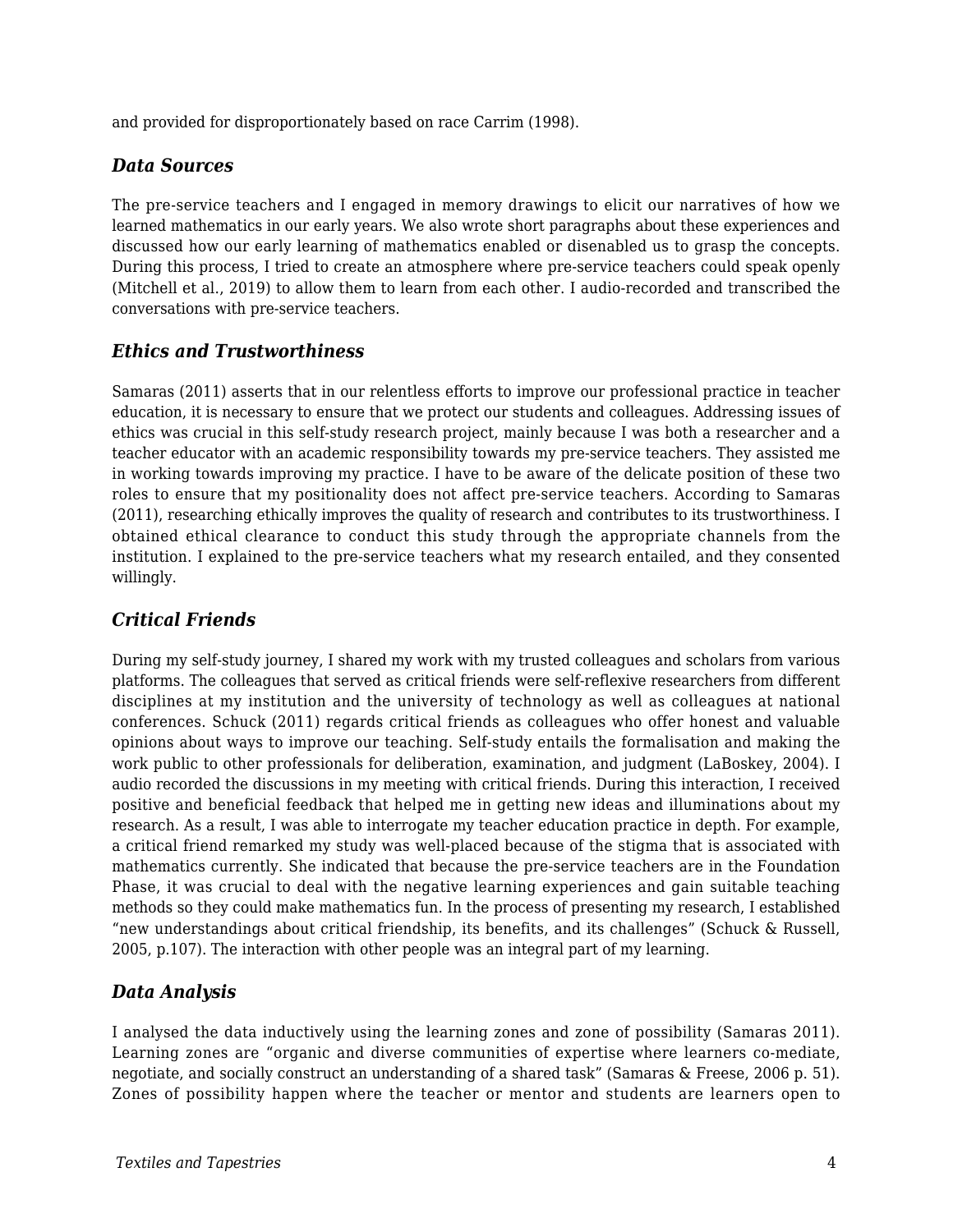and provided for disproportionately based on race Carrim (1998).

### *Data Sources*

The pre-service teachers and I engaged in memory drawings to elicit our narratives of how we learned mathematics in our early years. We also wrote short paragraphs about these experiences and discussed how our early learning of mathematics enabled or disenabled us to grasp the concepts. During this process, I tried to create an atmosphere where pre-service teachers could speak openly (Mitchell et al., 2019) to allow them to learn from each other. I audio-recorded and transcribed the conversations with pre-service teachers.

### *Ethics and Trustworthiness*

Samaras (2011) asserts that in our relentless efforts to improve our professional practice in teacher education, it is necessary to ensure that we protect our students and colleagues. Addressing issues of ethics was crucial in this self-study research project, mainly because I was both a researcher and a teacher educator with an academic responsibility towards my pre-service teachers. They assisted me in working towards improving my practice. I have to be aware of the delicate position of these two roles to ensure that my positionality does not affect pre-service teachers. According to Samaras (2011), researching ethically improves the quality of research and contributes to its trustworthiness. I obtained ethical clearance to conduct this study through the appropriate channels from the institution. I explained to the pre-service teachers what my research entailed, and they consented willingly.

### *Critical Friends*

During my self-study journey, I shared my work with my trusted colleagues and scholars from various platforms. The colleagues that served as critical friends were self-reflexive researchers from different disciplines at my institution and the university of technology as well as colleagues at national conferences. Schuck (2011) regards critical friends as colleagues who offer honest and valuable opinions about ways to improve our teaching. Self-study entails the formalisation and making the work public to other professionals for deliberation, examination, and judgment (LaBoskey, 2004). I audio recorded the discussions in my meeting with critical friends. During this interaction, I received positive and beneficial feedback that helped me in getting new ideas and illuminations about my research. As a result, I was able to interrogate my teacher education practice in depth. For example, a critical friend remarked my study was well-placed because of the stigma that is associated with mathematics currently. She indicated that because the pre-service teachers are in the Foundation Phase, it was crucial to deal with the negative learning experiences and gain suitable teaching methods so they could make mathematics fun. In the process of presenting my research, I established "new understandings about critical friendship, its benefits, and its challenges" (Schuck & Russell, 2005, p.107). The interaction with other people was an integral part of my learning.

### *Data Analysis*

I analysed the data inductively using the learning zones and zone of possibility (Samaras 2011). Learning zones are "organic and diverse communities of expertise where learners co-mediate, negotiate, and socially construct an understanding of a shared task" (Samaras & Freese, 2006 p. 51). Zones of possibility happen where the teacher or mentor and students are learners open to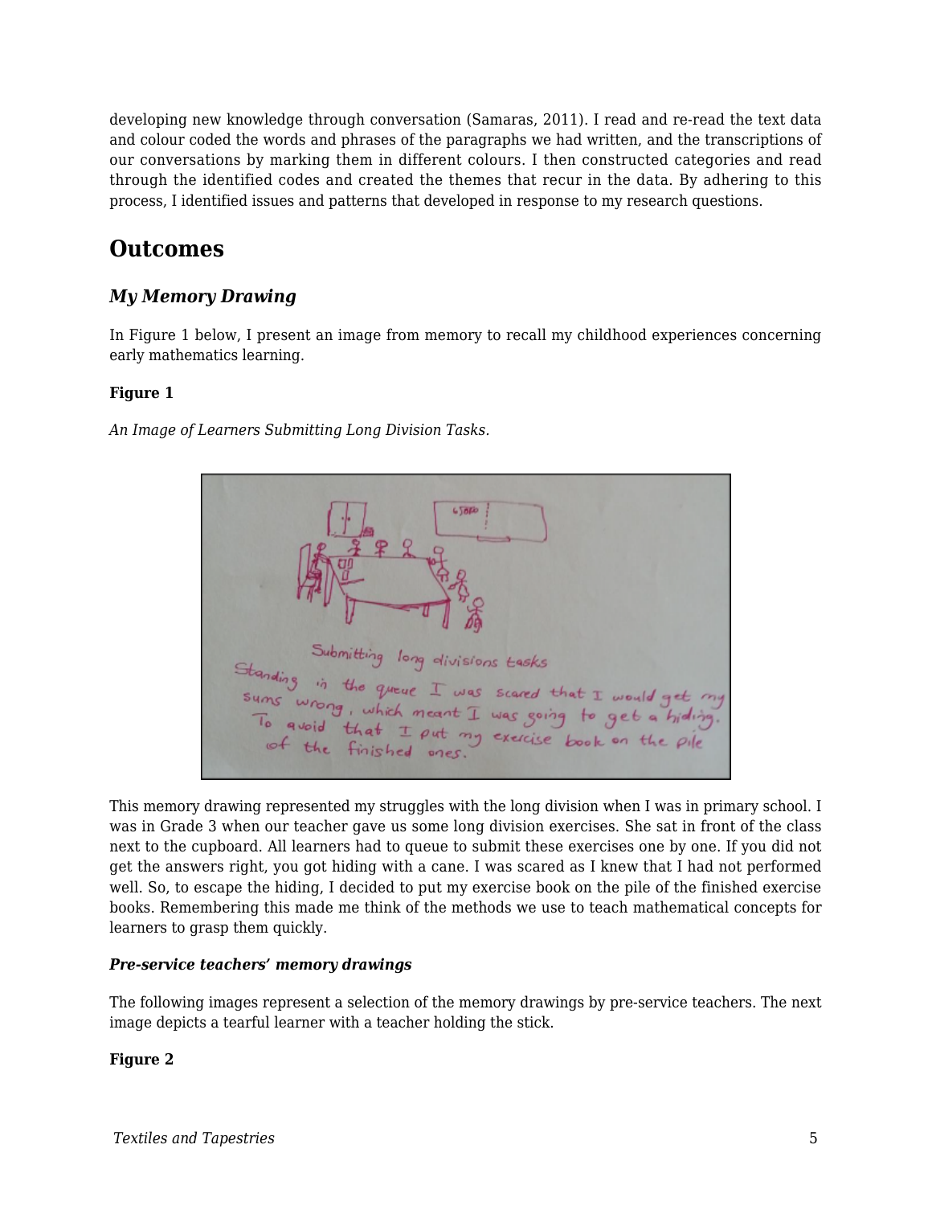developing new knowledge through conversation (Samaras, 2011). I read and re-read the text data and colour coded the words and phrases of the paragraphs we had written, and the transcriptions of our conversations by marking them in different colours. I then constructed categories and read through the identified codes and created the themes that recur in the data. By adhering to this process, I identified issues and patterns that developed in response to my research questions.

## Outcomes

### *My Memory Drawing*

In Figure 1 below, I present an image from memory to recall my childhood experiences concerning early mathematics learning.

**Figure 1**

*An Image of Learners Submitting Long Division Tasks.*

This memory drawing represented my struggles with the long division when I was in primary school. I was in Grade 3 when our teacher gave us some long division exercises. She sat in front of the class next to the cupboard. All learners had to queue to submit these exercises one by one. If you did not get the answers right, you got hiding with a cane. I was scared as I knew that I had not performed well. So, to escape the hiding, I decided to put my exercise book on the pile of the finished exercise books. Remembering this made me think of the methods we use to teach mathematical concepts for learners to grasp them quickly.

#### ***Pre-service teachers' memory drawings***

The following images represent a selection of the memory drawings by pre-service teachers. The next image depicts a tearful learner with a teacher holding the stick.

**Figure 2**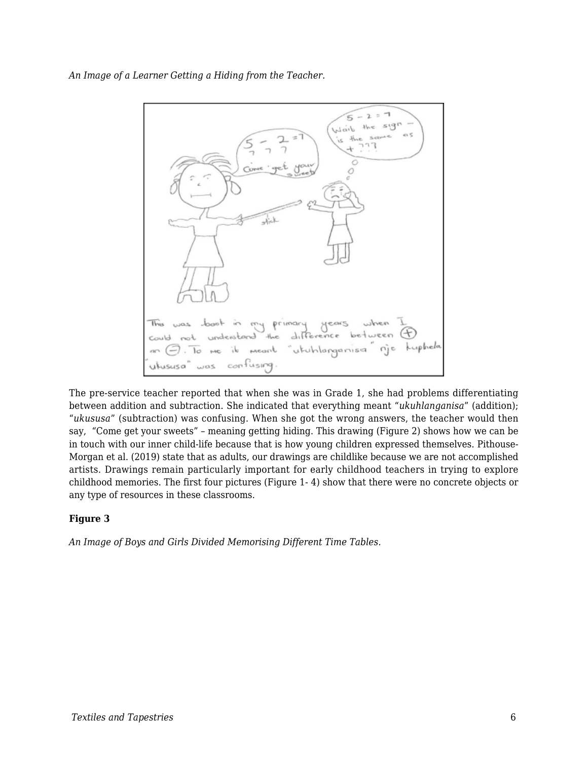*An Image of a Learner Getting a Hiding from the Teacher.*

The pre-service teacher reported that when she was in Grade 1, she had problems differentiating between addition and subtraction. She indicated that everything meant "*ukuhlanganisa*" (addition); "*ukususa*" (subtraction) was confusing. When she got the wrong answers, the teacher would then say, "Come get your sweets" – meaning getting hiding. This drawing (Figure 2) shows how we can be in touch with our inner child-life because that is how young children expressed themselves. Pithouse-Morgan et al. (2019) state that as adults, our drawings are childlike because we are not accomplished artists. Drawings remain particularly important for early childhood teachers in trying to explore childhood memories. The first four pictures (Figure 1- 4) show that there were no concrete objects or any type of resources in these classrooms.

**Figure 3**

*An Image of Boys and Girls Divided Memorising Different Time Tables.*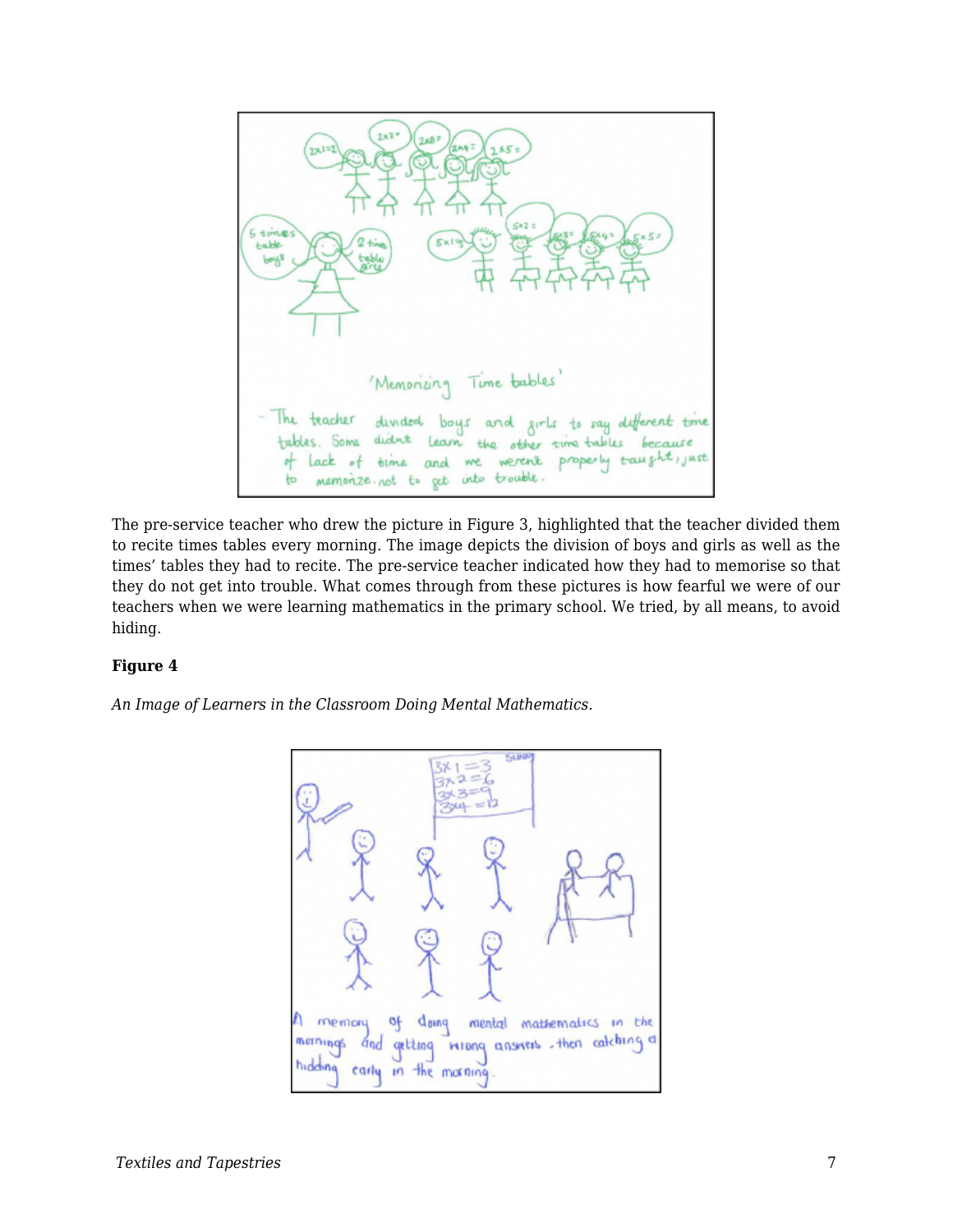The pre-service teacher who drew the picture in Figure 3, highlighted that the teacher divided them to recite times tables every morning. The image depicts the division of boys and girls as well as the times' tables they had to recite. The pre-service teacher indicated how they had to memorise so that they do not get into trouble. What comes through from these pictures is how fearful we were of our teachers when we were learning mathematics in the primary school. We tried, by all means, to avoid hiding.

**Figure 4**

*An Image of Learners in the Classroom Doing Mental Mathematics.*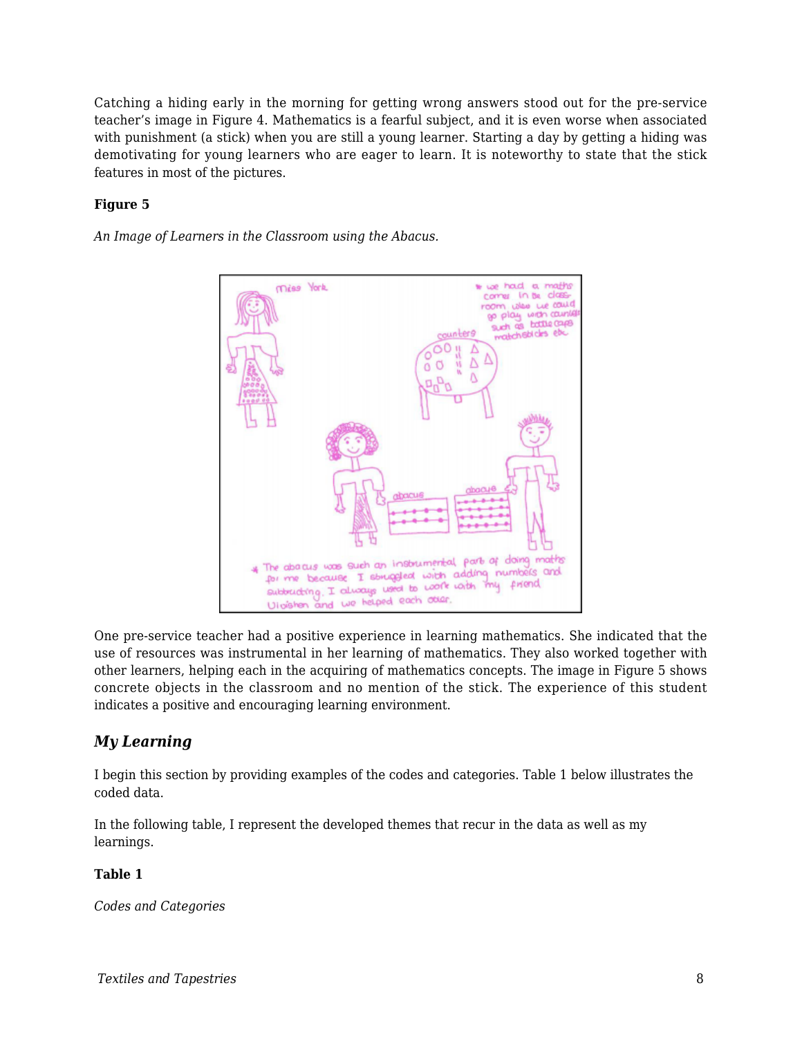Catching a hiding early in the morning for getting wrong answers stood out for the pre-service teacher's image in Figure 4. Mathematics is a fearful subject, and it is even worse when associated with punishment (a stick) when you are still a young learner. Starting a day by getting a hiding was demotivating for young learners who are eager to learn. It is noteworthy to state that the stick features in most of the pictures.

**Figure 5**

*An Image of Learners in the Classroom using the Abacus.*

One pre-service teacher had a positive experience in learning mathematics. She indicated that the use of resources was instrumental in her learning of mathematics. They also worked together with other learners, helping each in the acquiring of mathematics concepts. The image in Figure 5 shows concrete objects in the classroom and no mention of the stick. The experience of this student indicates a positive and encouraging learning environment.

### *My Learning*

I begin this section by providing examples of the codes and categories. Table 1 below illustrates the coded data.

In the following table, I represent the developed themes that recur in the data as well as my learnings.

**Table 1**

*Codes and Categories*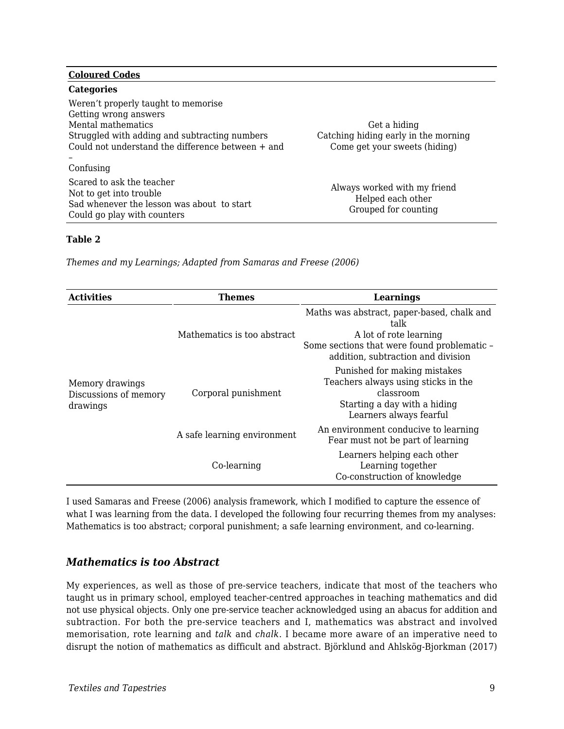| **Coloured Codes** | |
|---|---|
| **Categories** | |
| Weren't properly taught to memorise<br>Getting wrong answers<br>Mental mathematics<br>Struggled with adding and subtracting numbers<br>Could not understand the difference between + and –<br>Confusing | Get a hiding<br>Catching hiding early in the morning<br>Come get your sweets (hiding) |
| Scared to ask the teacher<br>Not to get into trouble<br>Sad whenever the lesson was about to start<br>Could go play with counters | Always worked with my friend<br>Helped each other<br>Grouped for counting |

**Table 2**

*Themes and my Learnings; Adapted from Samaras and Freese (2006)*

| Activities | Themes | Learnings |
|---|---|---|
| Memory drawings<br>Discussions of memory drawings | Mathematics is too abstract | Maths was abstract, paper-based, chalk and talk<br>A lot of rote learning<br>Some sections that were found problematic – addition, subtraction and division |
| | Corporal punishment | Punished for making mistakes<br>Teachers always using sticks in the classroom<br>Starting a day with a hiding<br>Learners always fearful |
| | A safe learning environment | An environment conducive to learning<br>Fear must not be part of learning |
| | Co-learning | Learners helping each other<br>Learning together<br>Co-construction of knowledge |

I used Samaras and Freese (2006) analysis framework, which I modified to capture the essence of what I was learning from the data. I developed the following four recurring themes from my analyses: Mathematics is too abstract; corporal punishment; a safe learning environment, and co-learning.

### *Mathematics is too Abstract*

My experiences, as well as those of pre-service teachers, indicate that most of the teachers who taught us in primary school, employed teacher-centred approaches in teaching mathematics and did not use physical objects. Only one pre-service teacher acknowledged using an abacus for addition and subtraction. For both the pre-service teachers and I, mathematics was abstract and involved memorisation, rote learning and *talk* and *chalk*. I became more aware of an imperative need to disrupt the notion of mathematics as difficult and abstract. Björklund and Ahlskög-Bjorkman (2017)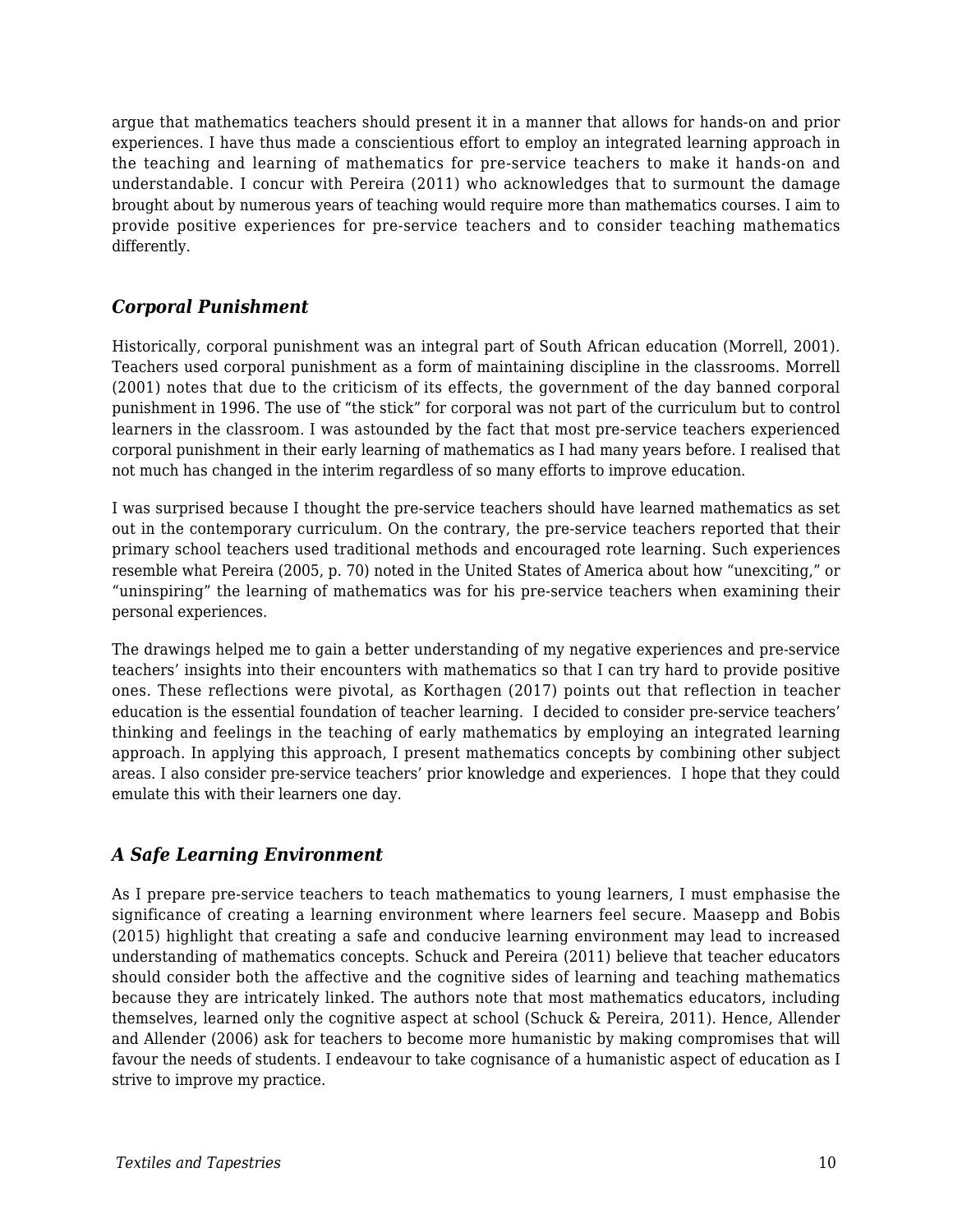argue that mathematics teachers should present it in a manner that allows for hands-on and prior experiences. I have thus made a conscientious effort to employ an integrated learning approach in the teaching and learning of mathematics for pre-service teachers to make it hands-on and understandable. I concur with Pereira (2011) who acknowledges that to surmount the damage brought about by numerous years of teaching would require more than mathematics courses. I aim to provide positive experiences for pre-service teachers and to consider teaching mathematics differently.

### *Corporal Punishment*

Historically, corporal punishment was an integral part of South African education (Morrell, 2001). Teachers used corporal punishment as a form of maintaining discipline in the classrooms. Morrell (2001) notes that due to the criticism of its effects, the government of the day banned corporal punishment in 1996. The use of "the stick" for corporal was not part of the curriculum but to control learners in the classroom. I was astounded by the fact that most pre-service teachers experienced corporal punishment in their early learning of mathematics as I had many years before. I realised that not much has changed in the interim regardless of so many efforts to improve education.

I was surprised because I thought the pre-service teachers should have learned mathematics as set out in the contemporary curriculum. On the contrary, the pre-service teachers reported that their primary school teachers used traditional methods and encouraged rote learning. Such experiences resemble what Pereira (2005, p. 70) noted in the United States of America about how "unexciting," or "uninspiring" the learning of mathematics was for his pre-service teachers when examining their personal experiences.

The drawings helped me to gain a better understanding of my negative experiences and pre-service teachers' insights into their encounters with mathematics so that I can try hard to provide positive ones. These reflections were pivotal, as Korthagen (2017) points out that reflection in teacher education is the essential foundation of teacher learning. I decided to consider pre-service teachers' thinking and feelings in the teaching of early mathematics by employing an integrated learning approach. In applying this approach, I present mathematics concepts by combining other subject areas. I also consider pre-service teachers' prior knowledge and experiences. I hope that they could emulate this with their learners one day.

### *A Safe Learning Environment*

As I prepare pre-service teachers to teach mathematics to young learners, I must emphasise the significance of creating a learning environment where learners feel secure. Maasepp and Bobis (2015) highlight that creating a safe and conducive learning environment may lead to increased understanding of mathematics concepts. Schuck and Pereira (2011) believe that teacher educators should consider both the affective and the cognitive sides of learning and teaching mathematics because they are intricately linked. The authors note that most mathematics educators, including themselves, learned only the cognitive aspect at school (Schuck & Pereira, 2011). Hence, Allender and Allender (2006) ask for teachers to become more humanistic by making compromises that will favour the needs of students. I endeavour to take cognisance of a humanistic aspect of education as I strive to improve my practice.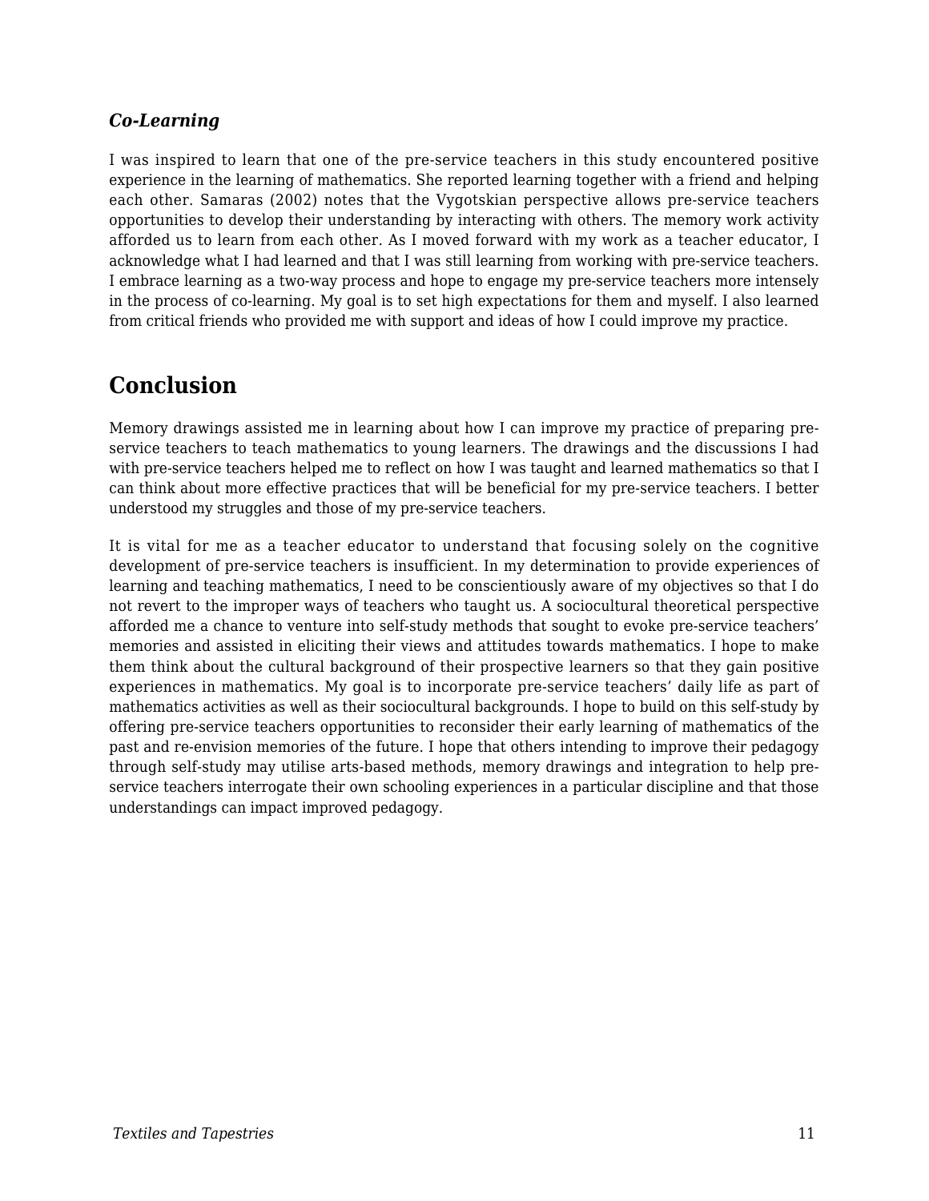### *Co-Learning*

I was inspired to learn that one of the pre-service teachers in this study encountered positive experience in the learning of mathematics. She reported learning together with a friend and helping each other. Samaras (2002) notes that the Vygotskian perspective allows pre-service teachers opportunities to develop their understanding by interacting with others. The memory work activity afforded us to learn from each other. As I moved forward with my work as a teacher educator, I acknowledge what I had learned and that I was still learning from working with pre-service teachers. I embrace learning as a two-way process and hope to engage my pre-service teachers more intensely in the process of co-learning. My goal is to set high expectations for them and myself. I also learned from critical friends who provided me with support and ideas of how I could improve my practice.

## Conclusion

Memory drawings assisted me in learning about how I can improve my practice of preparing pre-service teachers to teach mathematics to young learners. The drawings and the discussions I had with pre-service teachers helped me to reflect on how I was taught and learned mathematics so that I can think about more effective practices that will be beneficial for my pre-service teachers. I better understood my struggles and those of my pre-service teachers.

It is vital for me as a teacher educator to understand that focusing solely on the cognitive development of pre-service teachers is insufficient. In my determination to provide experiences of learning and teaching mathematics, I need to be conscientiously aware of my objectives so that I do not revert to the improper ways of teachers who taught us. A sociocultural theoretical perspective afforded me a chance to venture into self-study methods that sought to evoke pre-service teachers' memories and assisted in eliciting their views and attitudes towards mathematics. I hope to make them think about the cultural background of their prospective learners so that they gain positive experiences in mathematics. My goal is to incorporate pre-service teachers' daily life as part of mathematics activities as well as their sociocultural backgrounds. I hope to build on this self-study by offering pre-service teachers opportunities to reconsider their early learning of mathematics of the past and re-envision memories of the future. I hope that others intending to improve their pedagogy through self-study may utilise arts-based methods, memory drawings and integration to help pre-service teachers interrogate their own schooling experiences in a particular discipline and that those understandings can impact improved pedagogy.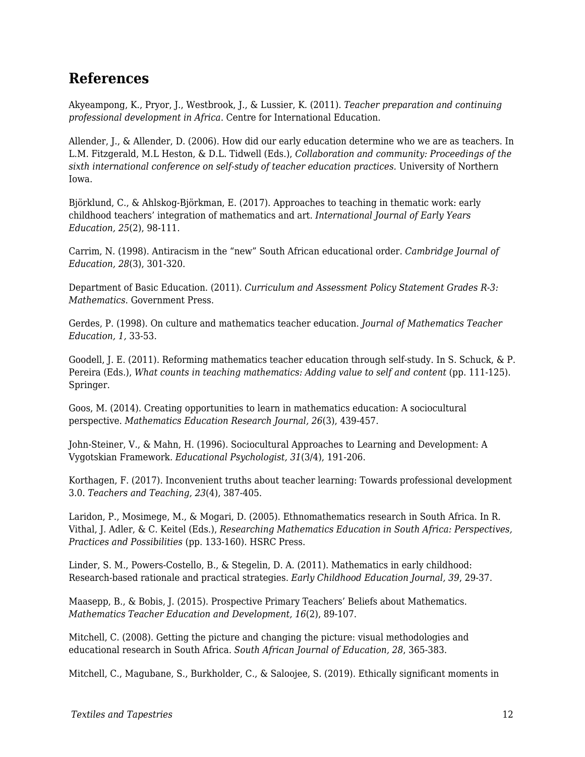## References

Akyeampong, K., Pryor, J., Westbrook, J., & Lussier, K. (2011). *Teacher preparation and continuing professional development in Africa*. Centre for International Education.

Allender, J., & Allender, D. (2006). How did our early education determine who we are as teachers. In L.M. Fitzgerald, M.L Heston, & D.L. Tidwell (Eds.), *Collaboration and community: Proceedings of the sixth international conference on self-study of teacher education practices.* University of Northern Iowa.

Björklund, C., & Ahlskog-Björkman, E. (2017). Approaches to teaching in thematic work: early childhood teachers' integration of mathematics and art. *International Journal of Early Years Education, 25*(2), 98-111.

Carrim, N. (1998). Antiracism in the "new" South African educational order. *Cambridge Journal of Education, 28*(3), 301-320.

Department of Basic Education. (2011). *Curriculum and Assessment Policy Statement Grades R-3: Mathematics*. Government Press.

Gerdes, P. (1998). On culture and mathematics teacher education. *Journal of Mathematics Teacher Education, 1,* 33-53.

Goodell, J. E. (2011). Reforming mathematics teacher education through self-study. In S. Schuck, & P. Pereira (Eds.), *What counts in teaching mathematics: Adding value to self and content* (pp. 111-125). Springer.

Goos, M. (2014). Creating opportunities to learn in mathematics education: A sociocultural perspective. *Mathematics Education Research Journal, 26*(3), 439-457.

John-Steiner, V., & Mahn, H. (1996). Sociocultural Approaches to Learning and Development: A Vygotskian Framework. *Educational Psychologist, 31*(3/4), 191-206.

Korthagen, F. (2017). Inconvenient truths about teacher learning: Towards professional development 3.0. *Teachers and Teaching, 23*(4), 387-405.

Laridon, P., Mosimege, M., & Mogari, D. (2005). Ethnomathematics research in South Africa. In R. Vithal, J. Adler, & C. Keitel (Eds.), *Researching Mathematics Education in South Africa: Perspectives, Practices and Possibilities* (pp. 133-160). HSRC Press.

Linder, S. M., Powers-Costello, B., & Stegelin, D. A. (2011). Mathematics in early childhood: Research-based rationale and practical strategies. *Early Childhood Education Journal, 39*, 29-37.

Maasepp, B., & Bobis, J. (2015). Prospective Primary Teachers' Beliefs about Mathematics. *Mathematics Teacher Education and Development, 16*(2), 89-107.

Mitchell, C. (2008). Getting the picture and changing the picture: visual methodologies and educational research in South Africa. *South African Journal of Education, 28*, 365-383.

Mitchell, C., Magubane, S., Burkholder, C., & Saloojee, S. (2019). Ethically significant moments in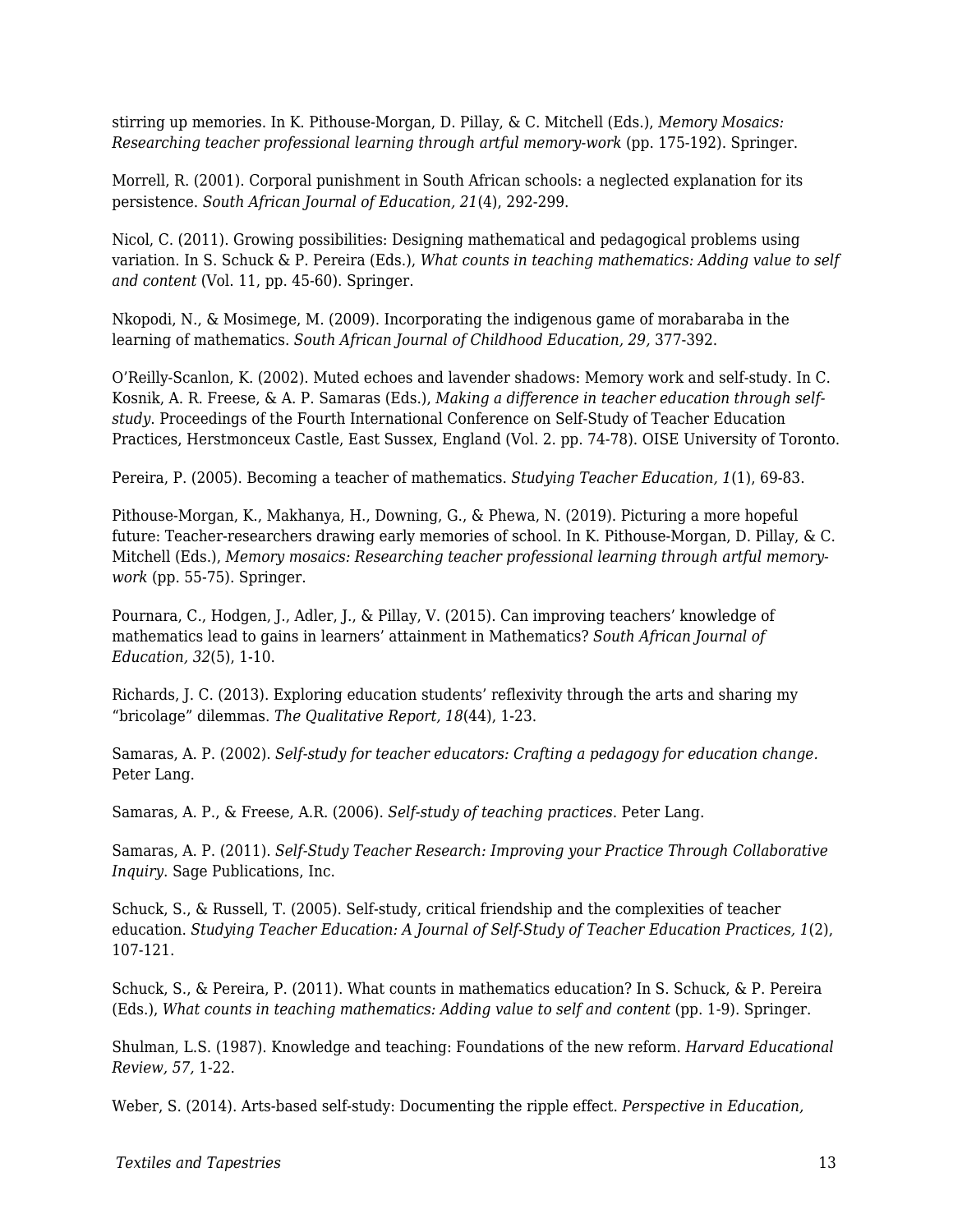stirring up memories. In K. Pithouse-Morgan, D. Pillay, & C. Mitchell (Eds.), *Memory Mosaics: Researching teacher professional learning through artful memory-work* (pp. 175-192). Springer.

Morrell, R. (2001). Corporal punishment in South African schools: a neglected explanation for its persistence. *South African Journal of Education, 21*(4), 292-299.

Nicol, C. (2011). Growing possibilities: Designing mathematical and pedagogical problems using variation. In S. Schuck & P. Pereira (Eds.), *What counts in teaching mathematics: Adding value to self and content* (Vol. 11, pp. 45-60). Springer.

Nkopodi, N., & Mosimege, M. (2009). Incorporating the indigenous game of morabaraba in the learning of mathematics. *South African Journal of Childhood Education, 29,* 377-392.

O'Reilly-Scanlon, K. (2002). Muted echoes and lavender shadows: Memory work and self-study. In C. Kosnik, A. R. Freese, & A. P. Samaras (Eds.), *Making a difference in teacher education through self-study.* Proceedings of the Fourth International Conference on Self-Study of Teacher Education Practices, Herstmonceux Castle, East Sussex, England (Vol. 2. pp. 74-78). OISE University of Toronto.

Pereira, P. (2005). Becoming a teacher of mathematics. *Studying Teacher Education, 1*(1), 69-83.

Pithouse-Morgan, K., Makhanya, H., Downing, G., & Phewa, N. (2019). Picturing a more hopeful future: Teacher-researchers drawing early memories of school. In K. Pithouse-Morgan, D. Pillay, & C. Mitchell (Eds.), *Memory mosaics: Researching teacher professional learning through artful memory-work* (pp. 55-75). Springer.

Pournara, C., Hodgen, J., Adler, J., & Pillay, V. (2015). Can improving teachers' knowledge of mathematics lead to gains in learners' attainment in Mathematics? *South African Journal of Education, 32*(5), 1-10.

Richards, J. C. (2013). Exploring education students' reflexivity through the arts and sharing my "bricolage" dilemmas. *The Qualitative Report, 18*(44), 1-23.

Samaras, A. P. (2002). *Self-study for teacher educators: Crafting a pedagogy for education change.* Peter Lang.

Samaras, A. P., & Freese, A.R. (2006). *Self-study of teaching practices.* Peter Lang.

Samaras, A. P. (2011). *Self-Study Teacher Research: Improving your Practice Through Collaborative Inquiry.* Sage Publications, Inc.

Schuck, S., & Russell, T. (2005). Self-study, critical friendship and the complexities of teacher education. *Studying Teacher Education: A Journal of Self-Study of Teacher Education Practices, 1*(2), 107-121.

Schuck, S., & Pereira, P. (2011). What counts in mathematics education? In S. Schuck, & P. Pereira (Eds.), *What counts in teaching mathematics: Adding value to self and content* (pp. 1-9). Springer.

Shulman, L.S. (1987). Knowledge and teaching: Foundations of the new reform. *Harvard Educational Review, 57,* 1-22.

Weber, S. (2014). Arts-based self-study: Documenting the ripple effect. *Perspective in Education,*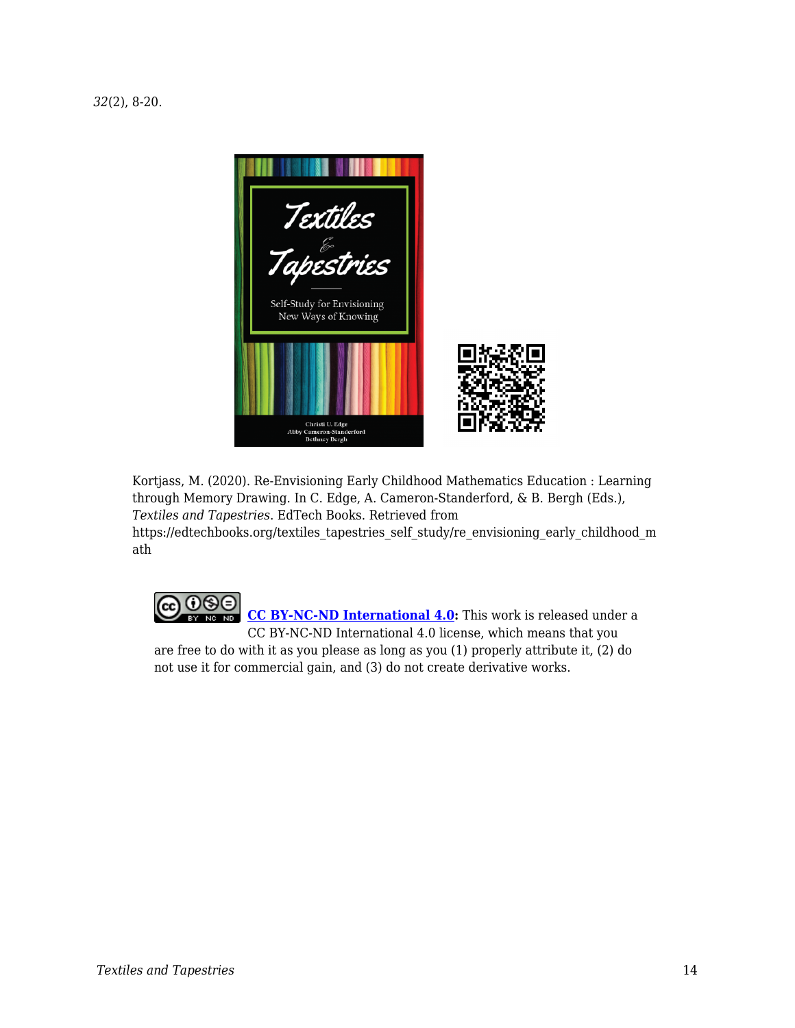*32*(2), 8-20.

Kortjass, M. (2020). Re-Envisioning Early Childhood Mathematics Education : Learning through Memory Drawing. In C. Edge, A. Cameron-Standerford, & B. Bergh (Eds.), *Textiles and Tapestries*. EdTech Books. Retrieved from https://edtechbooks.org/textiles_tapestries_self_study/re_envisioning_early_childhood_math

**CC BY-NC-ND International 4.0:** This work is released under a CC BY-NC-ND International 4.0 license, which means that you are free to do with it as you please as long as you (1) properly attribute it, (2) do not use it for commercial gain, and (3) do not create derivative works.